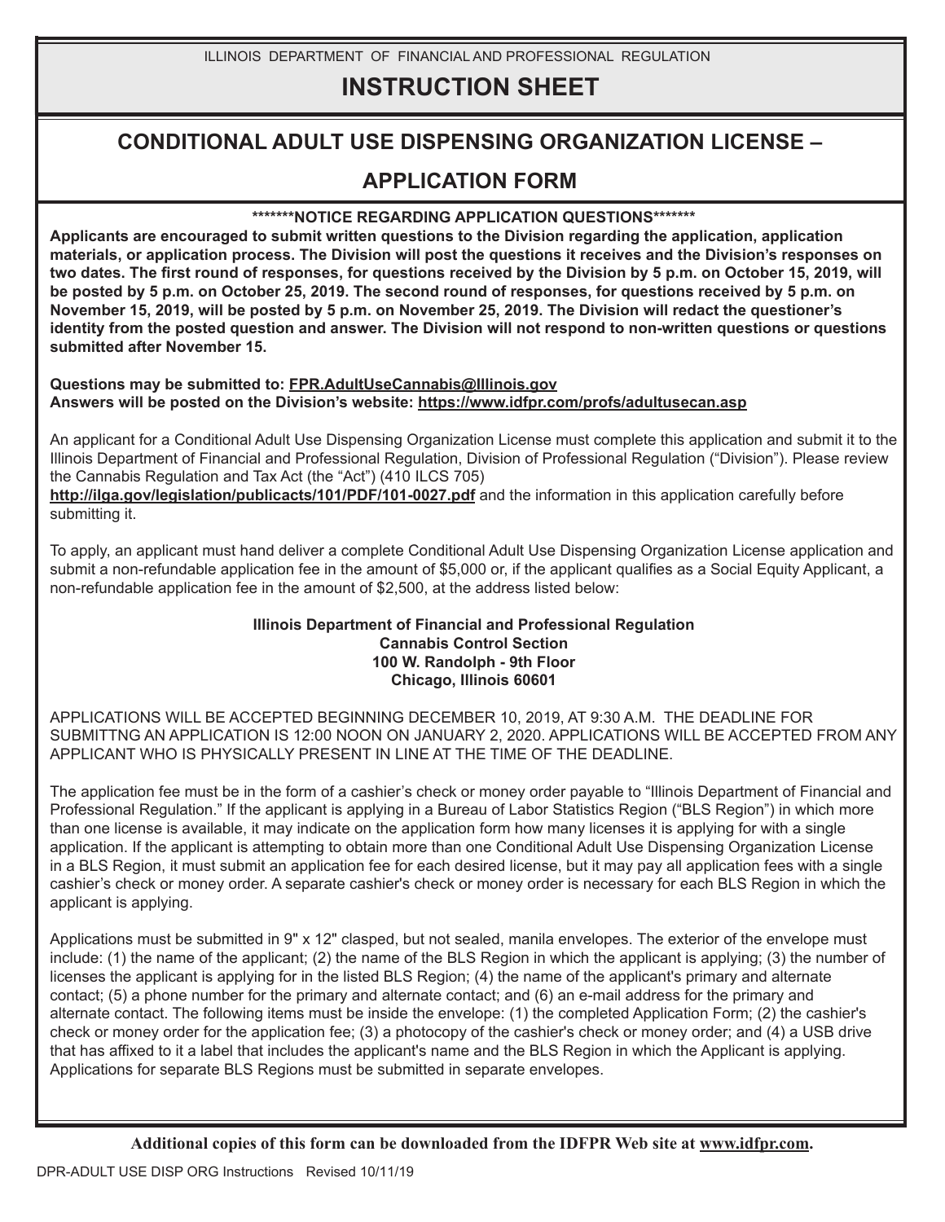ILLINOIS DEPARTMENT OF FINANCIAL AND PROFESSIONAL REGULATION

# INSTRUCTION SHEET

## CONDITIONAL ADULT USE DISPENSING ORGANIZATION LICENSE – APPLICATION FORM

**\*\*\*\*\*\*\*NOTICE REGARDING APPLICATION QUESTIONS\*\*\*\*\*\*\***

**Applicants are encouraged to submit written questions to the Division regarding the application, application materials, or application process. The Division will post the questions it receives and the Division's responses on two dates. The first round of responses, for questions received by the Division by 5 p.m. on October 15, 2019, will be posted by 5 p.m. on October 25, 2019. The second round of responses, for questions received by 5 p.m. on November 15, 2019, will be posted by 5 p.m. on November 25, 2019. The Division will redact the questioner's identity from the posted question and answer. The Division will not respond to non-written questions or questions submitted after November 15.**

**Questions may be submitted to: FPR.AdultUseCannabis@Illinois.gov**
**Answers will be posted on the Division's website: https://www.idfpr.com/profs/adultusecan.asp**

An applicant for a Conditional Adult Use Dispensing Organization License must complete this application and submit it to the Illinois Department of Financial and Professional Regulation, Division of Professional Regulation ("Division"). Please review the Cannabis Regulation and Tax Act (the "Act") (410 ILCS 705) **http://ilga.gov/legislation/publicacts/101/PDF/101-0027.pdf** and the information in this application carefully before submitting it.

To apply, an applicant must hand deliver a complete Conditional Adult Use Dispensing Organization License application and submit a non-refundable application fee in the amount of $5,000 or, if the applicant qualifies as a Social Equity Applicant, a non-refundable application fee in the amount of $2,500, at the address listed below:

**Illinois Department of Financial and Professional Regulation**
**Cannabis Control Section**
**100 W. Randolph - 9th Floor**
**Chicago, Illinois 60601**

APPLICATIONS WILL BE ACCEPTED BEGINNING DECEMBER 10, 2019, AT 9:30 A.M. THE DEADLINE FOR SUBMITTNG AN APPLICATION IS 12:00 NOON ON JANUARY 2, 2020. APPLICATIONS WILL BE ACCEPTED FROM ANY APPLICANT WHO IS PHYSICALLY PRESENT IN LINE AT THE TIME OF THE DEADLINE.

The application fee must be in the form of a cashier's check or money order payable to "Illinois Department of Financial and Professional Regulation." If the applicant is applying in a Bureau of Labor Statistics Region ("BLS Region") in which more than one license is available, it may indicate on the application form how many licenses it is applying for with a single application. If the applicant is attempting to obtain more than one Conditional Adult Use Dispensing Organization License in a BLS Region, it must submit an application fee for each desired license, but it may pay all application fees with a single cashier's check or money order. A separate cashier's check or money order is necessary for each BLS Region in which the applicant is applying.

Applications must be submitted in 9" x 12" clasped, but not sealed, manila envelopes. The exterior of the envelope must include: (1) the name of the applicant; (2) the name of the BLS Region in which the applicant is applying; (3) the number of licenses the applicant is applying for in the listed BLS Region; (4) the name of the applicant's primary and alternate contact; (5) a phone number for the primary and alternate contact; and (6) an e-mail address for the primary and alternate contact. The following items must be inside the envelope: (1) the completed Application Form; (2) the cashier's check or money order for the application fee; (3) a photocopy of the cashier's check or money order; and (4) a USB drive that has affixed to it a label that includes the applicant's name and the BLS Region in which the Applicant is applying. Applications for separate BLS Regions must be submitted in separate envelopes.

**Additional copies of this form can be downloaded from the IDFPR Web site at www.idfpr.com.**

DPR-ADULT USE DISP ORG Instructions Revised 10/11/19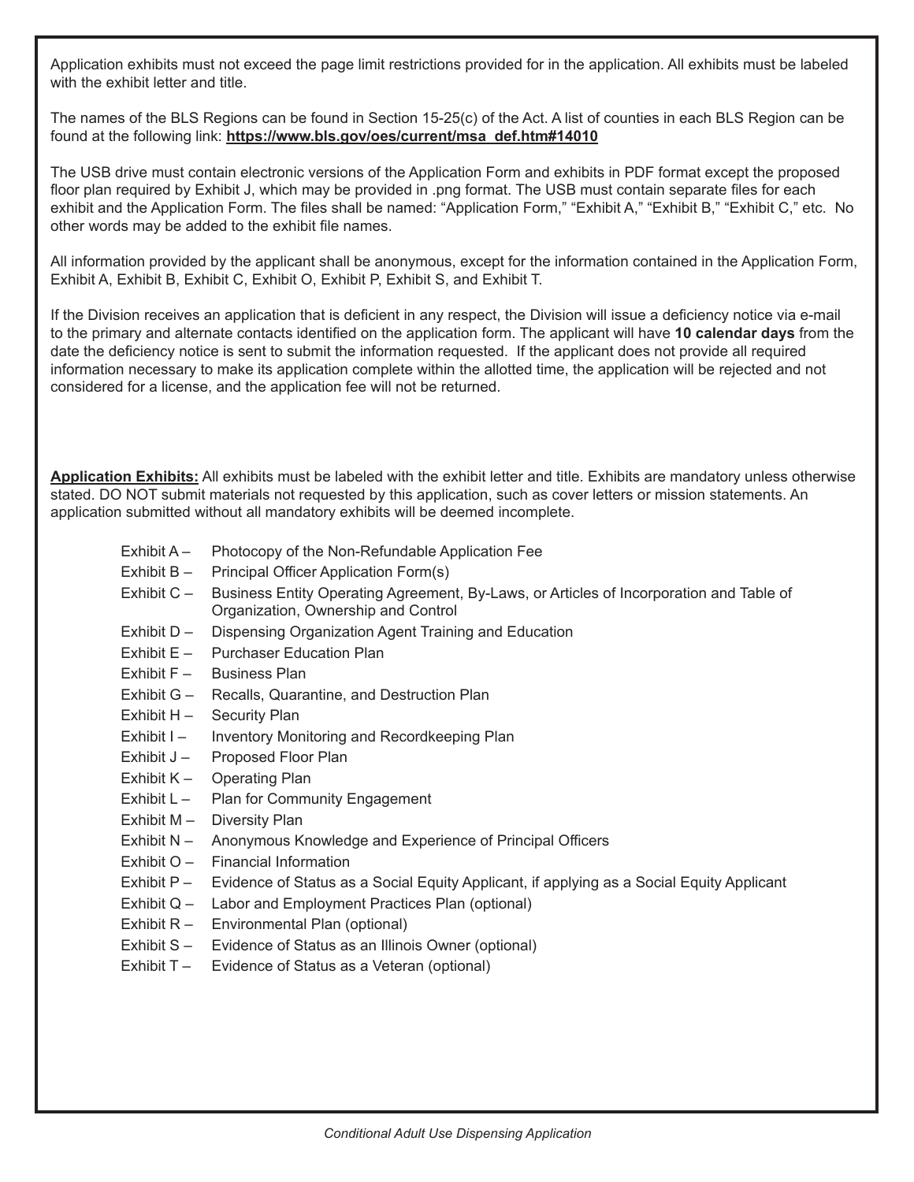Application exhibits must not exceed the page limit restrictions provided for in the application. All exhibits must be labeled with the exhibit letter and title.

The names of the BLS Regions can be found in Section 15-25(c) of the Act. A list of counties in each BLS Region can be found at the following link: **https://www.bls.gov/oes/current/msa_def.htm#14010**

The USB drive must contain electronic versions of the Application Form and exhibits in PDF format except the proposed floor plan required by Exhibit J, which may be provided in .png format. The USB must contain separate files for each exhibit and the Application Form. The files shall be named: "Application Form," "Exhibit A," "Exhibit B," "Exhibit C," etc. No other words may be added to the exhibit file names.

All information provided by the applicant shall be anonymous, except for the information contained in the Application Form, Exhibit A, Exhibit B, Exhibit C, Exhibit O, Exhibit P, Exhibit S, and Exhibit T.

If the Division receives an application that is deficient in any respect, the Division will issue a deficiency notice via e-mail to the primary and alternate contacts identified on the application form. The applicant will have **10 calendar days** from the date the deficiency notice is sent to submit the information requested. If the applicant does not provide all required information necessary to make its application complete within the allotted time, the application will be rejected and not considered for a license, and the application fee will not be returned.

**Application Exhibits:** All exhibits must be labeled with the exhibit letter and title. Exhibits are mandatory unless otherwise stated. DO NOT submit materials not requested by this application, such as cover letters or mission statements. An application submitted without all mandatory exhibits will be deemed incomplete.

- Exhibit A – Photocopy of the Non-Refundable Application Fee
- Exhibit B – Principal Officer Application Form(s)
- Exhibit C – Business Entity Operating Agreement, By-Laws, or Articles of Incorporation and Table of Organization, Ownership and Control
- Exhibit D – Dispensing Organization Agent Training and Education
- Exhibit E – Purchaser Education Plan
- Exhibit F – Business Plan
- Exhibit G – Recalls, Quarantine, and Destruction Plan
- Exhibit H – Security Plan
- Exhibit I – Inventory Monitoring and Recordkeeping Plan
- Exhibit J – Proposed Floor Plan
- Exhibit K – Operating Plan
- Exhibit L – Plan for Community Engagement
- Exhibit M – Diversity Plan
- Exhibit N – Anonymous Knowledge and Experience of Principal Officers
- Exhibit O – Financial Information
- Exhibit P – Evidence of Status as a Social Equity Applicant, if applying as a Social Equity Applicant
- Exhibit Q – Labor and Employment Practices Plan (optional)
- Exhibit R – Environmental Plan (optional)
- Exhibit S – Evidence of Status as an Illinois Owner (optional)
- Exhibit T – Evidence of Status as a Veteran (optional)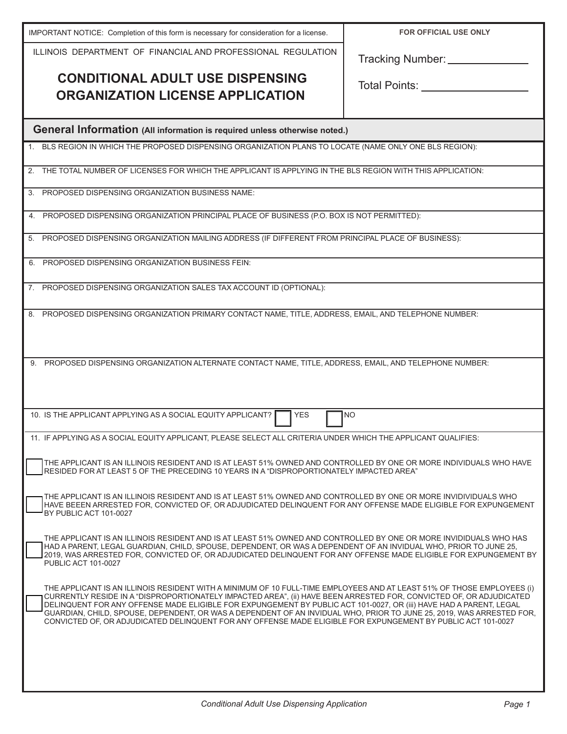IMPORTANT NOTICE: Completion of this form is necessary for consideration for a license.

ILLINOIS DEPARTMENT OF FINANCIAL AND PROFESSIONAL REGULATION

# CONDITIONAL ADULT USE DISPENSING ORGANIZATION LICENSE APPLICATION

**FOR OFFICIAL USE ONLY**

Tracking Number: ______________

Total Points: ______________

## General Information (All information is required unless otherwise noted.)

1. BLS REGION IN WHICH THE PROPOSED DISPENSING ORGANIZATION PLANS TO LOCATE (NAME ONLY ONE BLS REGION):

2. THE TOTAL NUMBER OF LICENSES FOR WHICH THE APPLICANT IS APPLYING IN THE BLS REGION WITH THIS APPLICATION:

3. PROPOSED DISPENSING ORGANIZATION BUSINESS NAME:

4. PROPOSED DISPENSING ORGANIZATION PRINCIPAL PLACE OF BUSINESS (P.O. BOX IS NOT PERMITTED):

5. PROPOSED DISPENSING ORGANIZATION MAILING ADDRESS (IF DIFFERENT FROM PRINCIPAL PLACE OF BUSINESS):

6. PROPOSED DISPENSING ORGANIZATION BUSINESS FEIN:

7. PROPOSED DISPENSING ORGANIZATION SALES TAX ACCOUNT ID (OPTIONAL):

8. PROPOSED DISPENSING ORGANIZATION PRIMARY CONTACT NAME, TITLE, ADDRESS, EMAIL, AND TELEPHONE NUMBER:

9. PROPOSED DISPENSING ORGANIZATION ALTERNATE CONTACT NAME, TITLE, ADDRESS, EMAIL, AND TELEPHONE NUMBER:

10. IS THE APPLICANT APPLYING AS A SOCIAL EQUITY APPLICANT? ☐ YES ☐ NO

11. IF APPLYING AS A SOCIAL EQUITY APPLICANT, PLEASE SELECT ALL CRITERIA UNDER WHICH THE APPLICANT QUALIFIES:

☐ THE APPLICANT IS AN ILLINOIS RESIDENT AND IS AT LEAST 51% OWNED AND CONTROLLED BY ONE OR MORE INDIVIDUALS WHO HAVE RESIDED FOR AT LEAST 5 OF THE PRECEDING 10 YEARS IN A "DISPROPORTIONATELY IMPACTED AREA"

☐ THE APPLICANT IS AN ILLINOIS RESIDENT AND IS AT LEAST 51% OWNED AND CONTROLLED BY ONE OR MORE INVIDIVIDUALS WHO HAVE BEEEN ARRESTED FOR, CONVICTED OF, OR ADJUDICATED DELINQUENT FOR ANY OFFENSE MADE ELIGIBLE FOR EXPUNGEMENT BY PUBLIC ACT 101-0027

☐ THE APPLICANT IS AN ILLINOIS RESIDENT AND IS AT LEAST 51% OWNED AND CONTROLLED BY ONE OR MORE INVIDIDUALS WHO HAS HAD A PARENT, LEGAL GUARDIAN, CHILD, SPOUSE, DEPENDENT, OR WAS A DEPENDENT OF AN INVIDUAL WHO, PRIOR TO JUNE 25, 2019, WAS ARRESTED FOR, CONVICTED OF, OR ADJUDICATED DELINQUENT FOR ANY OFFENSE MADE ELIGIBLE FOR EXPUNGEMENT BY PUBLIC ACT 101-0027

☐ THE APPLICANT IS AN ILLINOIS RESIDENT WITH A MINIMUM OF 10 FULL-TIME EMPLOYEES AND AT LEAST 51% OF THOSE EMPLOYEES (i) CURRENTLY RESIDE IN A "DISPROPORTIONATELY IMPACTED AREA", (ii) HAVE BEEN ARRESTED FOR, CONVICTED OF, OR ADJUDICATED DELINQUENT FOR ANY OFFENSE MADE ELIGIBLE FOR EXPUNGEMENT BY PUBLIC ACT 101-0027, OR (iii) HAVE HAD A PARENT, LEGAL GUARDIAN, CHILD, SPOUSE, DEPENDENT, OR WAS A DEPENDENT OF AN INVIDUAL WHO, PRIOR TO JUNE 25, 2019, WAS ARRESTED FOR, CONVICTED OF, OR ADJUDICATED DELINQUENT FOR ANY OFFENSE MADE ELIGIBLE FOR EXPUNGEMENT BY PUBLIC ACT 101-0027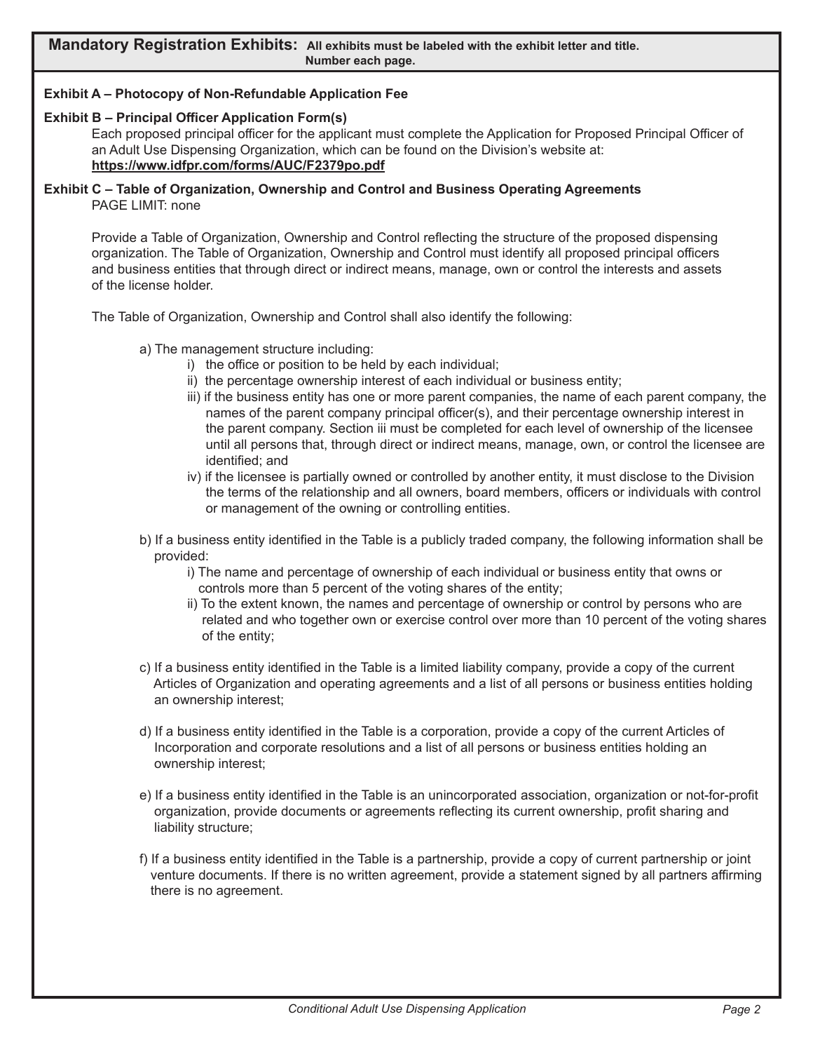## Mandatory Registration Exhibits: **All exhibits must be labeled with the exhibit letter and title. Number each page.**

**Exhibit A – Photocopy of Non-Refundable Application Fee**

**Exhibit B – Principal Officer Application Form(s)**

Each proposed principal officer for the applicant must complete the Application for Proposed Principal Officer of an Adult Use Dispensing Organization, which can be found on the Division's website at: **https://www.idfpr.com/forms/AUC/F2379po.pdf**

**Exhibit C – Table of Organization, Ownership and Control and Business Operating Agreements**

PAGE LIMIT: none

Provide a Table of Organization, Ownership and Control reflecting the structure of the proposed dispensing organization. The Table of Organization, Ownership and Control must identify all proposed principal officers and business entities that through direct or indirect means, manage, own or control the interests and assets of the license holder.

The Table of Organization, Ownership and Control shall also identify the following:

a) The management structure including:
   - i) the office or position to be held by each individual;
   - ii) the percentage ownership interest of each individual or business entity;
   - iii) if the business entity has one or more parent companies, the name of each parent company, the names of the parent company principal officer(s), and their percentage ownership interest in the parent company. Section iii must be completed for each level of ownership of the licensee until all persons that, through direct or indirect means, manage, own, or control the licensee are identified; and
   - iv) if the licensee is partially owned or controlled by another entity, it must disclose to the Division the terms of the relationship and all owners, board members, officers or individuals with control or management of the owning or controlling entities.

b) If a business entity identified in the Table is a publicly traded company, the following information shall be provided:
   - i) The name and percentage of ownership of each individual or business entity that owns or controls more than 5 percent of the voting shares of the entity;
   - ii) To the extent known, the names and percentage of ownership or control by persons who are related and who together own or exercise control over more than 10 percent of the voting shares of the entity;

c) If a business entity identified in the Table is a limited liability company, provide a copy of the current Articles of Organization and operating agreements and a list of all persons or business entities holding an ownership interest;

d) If a business entity identified in the Table is a corporation, provide a copy of the current Articles of Incorporation and corporate resolutions and a list of all persons or business entities holding an ownership interest;

e) If a business entity identified in the Table is an unincorporated association, organization or not-for-profit organization, provide documents or agreements reflecting its current ownership, profit sharing and liability structure;

f) If a business entity identified in the Table is a partnership, provide a copy of current partnership or joint venture documents. If there is no written agreement, provide a statement signed by all partners affirming there is no agreement.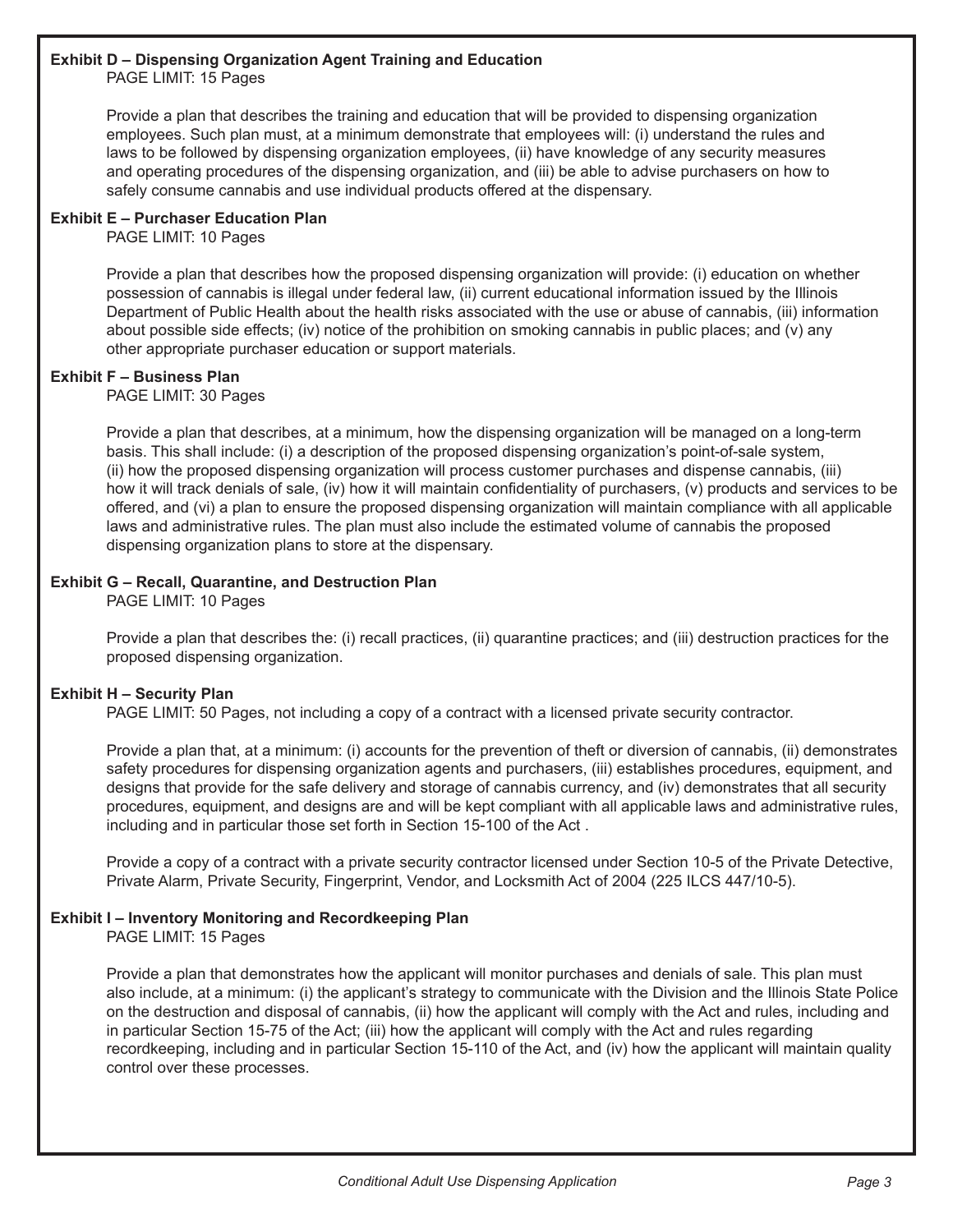**Exhibit D – Dispensing Organization Agent Training and Education**
PAGE LIMIT: 15 Pages

Provide a plan that describes the training and education that will be provided to dispensing organization employees. Such plan must, at a minimum demonstrate that employees will: (i) understand the rules and laws to be followed by dispensing organization employees, (ii) have knowledge of any security measures and operating procedures of the dispensing organization, and (iii) be able to advise purchasers on how to safely consume cannabis and use individual products offered at the dispensary.

**Exhibit E – Purchaser Education Plan**
PAGE LIMIT: 10 Pages

Provide a plan that describes how the proposed dispensing organization will provide: (i) education on whether possession of cannabis is illegal under federal law, (ii) current educational information issued by the Illinois Department of Public Health about the health risks associated with the use or abuse of cannabis, (iii) information about possible side effects; (iv) notice of the prohibition on smoking cannabis in public places; and (v) any other appropriate purchaser education or support materials.

**Exhibit F – Business Plan**
PAGE LIMIT: 30 Pages

Provide a plan that describes, at a minimum, how the dispensing organization will be managed on a long-term basis. This shall include: (i) a description of the proposed dispensing organization's point-of-sale system, (ii) how the proposed dispensing organization will process customer purchases and dispense cannabis, (iii) how it will track denials of sale, (iv) how it will maintain confidentiality of purchasers, (v) products and services to be offered, and (vi) a plan to ensure the proposed dispensing organization will maintain compliance with all applicable laws and administrative rules. The plan must also include the estimated volume of cannabis the proposed dispensing organization plans to store at the dispensary.

**Exhibit G – Recall, Quarantine, and Destruction Plan**
PAGE LIMIT: 10 Pages

Provide a plan that describes the: (i) recall practices, (ii) quarantine practices; and (iii) destruction practices for the proposed dispensing organization.

**Exhibit H – Security Plan**
PAGE LIMIT: 50 Pages, not including a copy of a contract with a licensed private security contractor.

Provide a plan that, at a minimum: (i) accounts for the prevention of theft or diversion of cannabis, (ii) demonstrates safety procedures for dispensing organization agents and purchasers, (iii) establishes procedures, equipment, and designs that provide for the safe delivery and storage of cannabis currency, and (iv) demonstrates that all security procedures, equipment, and designs are and will be kept compliant with all applicable laws and administrative rules, including and in particular those set forth in Section 15-100 of the Act .

Provide a copy of a contract with a private security contractor licensed under Section 10-5 of the Private Detective, Private Alarm, Private Security, Fingerprint, Vendor, and Locksmith Act of 2004 (225 ILCS 447/10-5).

**Exhibit I – Inventory Monitoring and Recordkeeping Plan**
PAGE LIMIT: 15 Pages

Provide a plan that demonstrates how the applicant will monitor purchases and denials of sale. This plan must also include, at a minimum: (i) the applicant's strategy to communicate with the Division and the Illinois State Police on the destruction and disposal of cannabis, (ii) how the applicant will comply with the Act and rules, including and in particular Section 15-75 of the Act; (iii) how the applicant will comply with the Act and rules regarding recordkeeping, including and in particular Section 15-110 of the Act, and (iv) how the applicant will maintain quality control over these processes.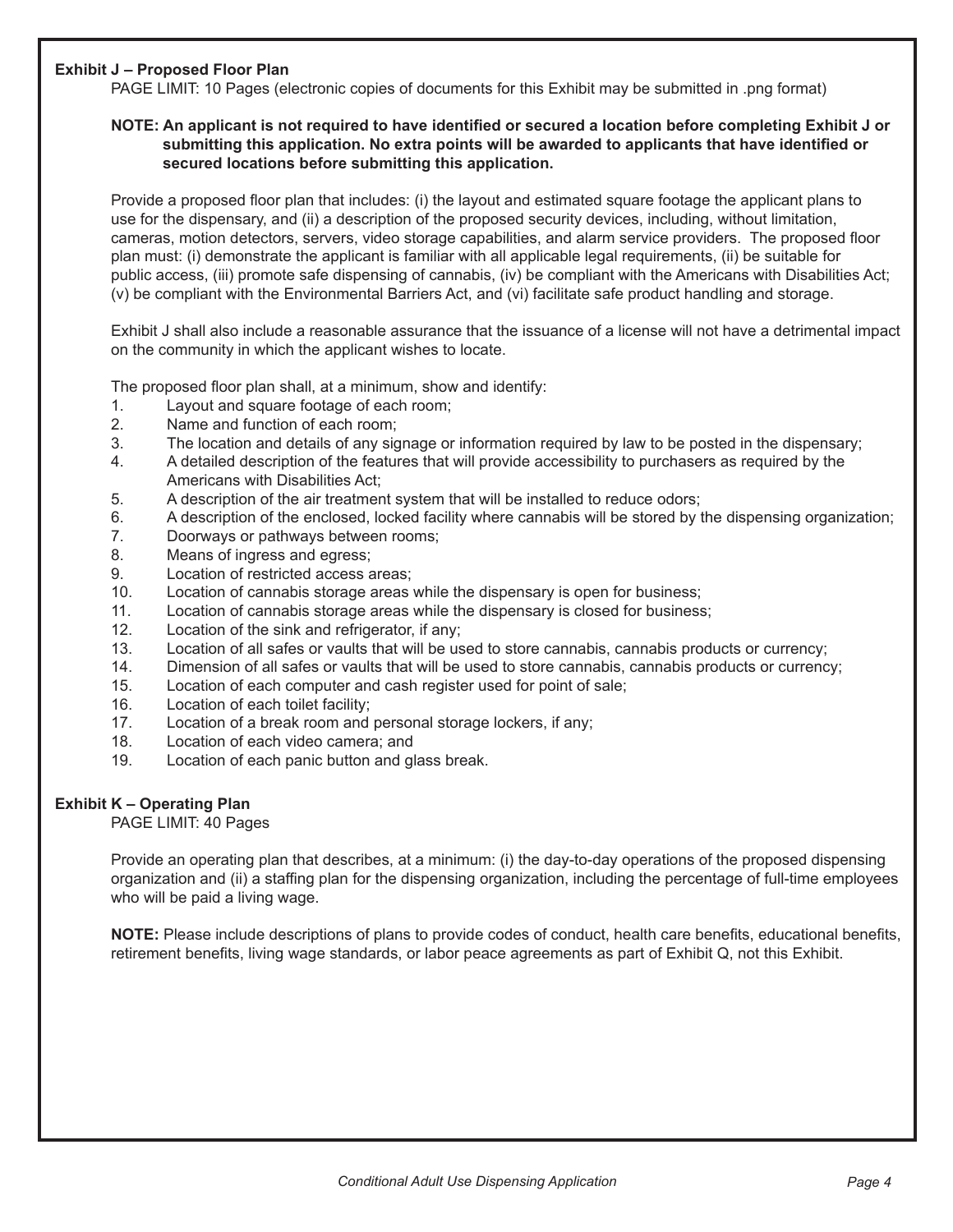## Exhibit J – Proposed Floor Plan

PAGE LIMIT: 10 Pages (electronic copies of documents for this Exhibit may be submitted in .png format)

**NOTE: An applicant is not required to have identified or secured a location before completing Exhibit J or submitting this application. No extra points will be awarded to applicants that have identified or secured locations before submitting this application.**

Provide a proposed floor plan that includes: (i) the layout and estimated square footage the applicant plans to use for the dispensary, and (ii) a description of the proposed security devices, including, without limitation, cameras, motion detectors, servers, video storage capabilities, and alarm service providers. The proposed floor plan must: (i) demonstrate the applicant is familiar with all applicable legal requirements, (ii) be suitable for public access, (iii) promote safe dispensing of cannabis, (iv) be compliant with the Americans with Disabilities Act; (v) be compliant with the Environmental Barriers Act, and (vi) facilitate safe product handling and storage.

Exhibit J shall also include a reasonable assurance that the issuance of a license will not have a detrimental impact on the community in which the applicant wishes to locate.

The proposed floor plan shall, at a minimum, show and identify:

1. Layout and square footage of each room;
2. Name and function of each room;
3. The location and details of any signage or information required by law to be posted in the dispensary;
4. A detailed description of the features that will provide accessibility to purchasers as required by the Americans with Disabilities Act;
5. A description of the air treatment system that will be installed to reduce odors;
6. A description of the enclosed, locked facility where cannabis will be stored by the dispensing organization;
7. Doorways or pathways between rooms;
8. Means of ingress and egress;
9. Location of restricted access areas;
10. Location of cannabis storage areas while the dispensary is open for business;
11. Location of cannabis storage areas while the dispensary is closed for business;
12. Location of the sink and refrigerator, if any;
13. Location of all safes or vaults that will be used to store cannabis, cannabis products or currency;
14. Dimension of all safes or vaults that will be used to store cannabis, cannabis products or currency;
15. Location of each computer and cash register used for point of sale;
16. Location of each toilet facility;
17. Location of a break room and personal storage lockers, if any;
18. Location of each video camera; and
19. Location of each panic button and glass break.

## Exhibit K – Operating Plan

PAGE LIMIT: 40 Pages

Provide an operating plan that describes, at a minimum: (i) the day-to-day operations of the proposed dispensing organization and (ii) a staffing plan for the dispensing organization, including the percentage of full-time employees who will be paid a living wage.

**NOTE:** Please include descriptions of plans to provide codes of conduct, health care benefits, educational benefits, retirement benefits, living wage standards, or labor peace agreements as part of Exhibit Q, not this Exhibit.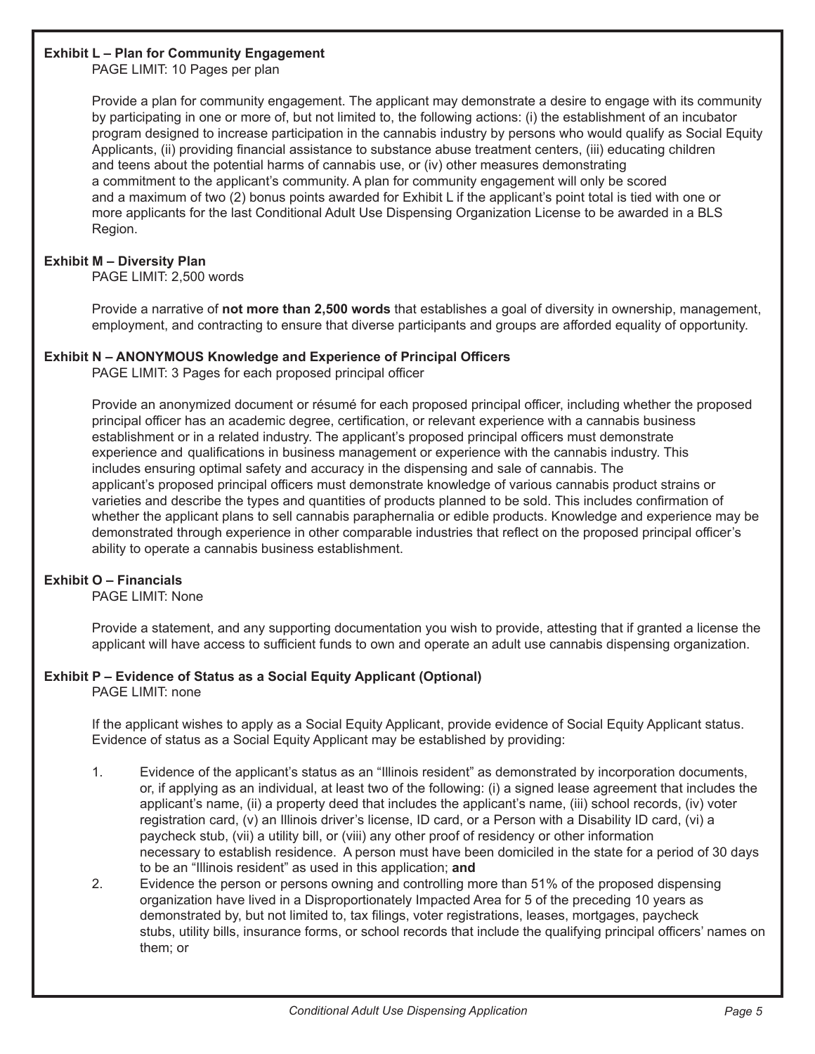**Exhibit L – Plan for Community Engagement**
PAGE LIMIT: 10 Pages per plan

Provide a plan for community engagement. The applicant may demonstrate a desire to engage with its community by participating in one or more of, but not limited to, the following actions: (i) the establishment of an incubator program designed to increase participation in the cannabis industry by persons who would qualify as Social Equity Applicants, (ii) providing financial assistance to substance abuse treatment centers, (iii) educating children and teens about the potential harms of cannabis use, or (iv) other measures demonstrating a commitment to the applicant's community. A plan for community engagement will only be scored and a maximum of two (2) bonus points awarded for Exhibit L if the applicant's point total is tied with one or more applicants for the last Conditional Adult Use Dispensing Organization License to be awarded in a BLS Region.

**Exhibit M – Diversity Plan**
PAGE LIMIT: 2,500 words

Provide a narrative of **not more than 2,500 words** that establishes a goal of diversity in ownership, management, employment, and contracting to ensure that diverse participants and groups are afforded equality of opportunity.

**Exhibit N – ANONYMOUS Knowledge and Experience of Principal Officers**
PAGE LIMIT: 3 Pages for each proposed principal officer

Provide an anonymized document or résumé for each proposed principal officer, including whether the proposed principal officer has an academic degree, certification, or relevant experience with a cannabis business establishment or in a related industry. The applicant's proposed principal officers must demonstrate experience and qualifications in business management or experience with the cannabis industry. This includes ensuring optimal safety and accuracy in the dispensing and sale of cannabis. The applicant's proposed principal officers must demonstrate knowledge of various cannabis product strains or varieties and describe the types and quantities of products planned to be sold. This includes confirmation of whether the applicant plans to sell cannabis paraphernalia or edible products. Knowledge and experience may be demonstrated through experience in other comparable industries that reflect on the proposed principal officer's ability to operate a cannabis business establishment.

**Exhibit O – Financials**
PAGE LIMIT: None

Provide a statement, and any supporting documentation you wish to provide, attesting that if granted a license the applicant will have access to sufficient funds to own and operate an adult use cannabis dispensing organization.

**Exhibit P – Evidence of Status as a Social Equity Applicant (Optional)**
PAGE LIMIT: none

If the applicant wishes to apply as a Social Equity Applicant, provide evidence of Social Equity Applicant status. Evidence of status as a Social Equity Applicant may be established by providing:

1. Evidence of the applicant's status as an "Illinois resident" as demonstrated by incorporation documents, or, if applying as an individual, at least two of the following: (i) a signed lease agreement that includes the applicant's name, (ii) a property deed that includes the applicant's name, (iii) school records, (iv) voter registration card, (v) an Illinois driver's license, ID card, or a Person with a Disability ID card, (vi) a paycheck stub, (vii) a utility bill, or (viii) any other proof of residency or other information necessary to establish residence. A person must have been domiciled in the state for a period of 30 days to be an "Illinois resident" as used in this application; **and**
2. Evidence the person or persons owning and controlling more than 51% of the proposed dispensing organization have lived in a Disproportionately Impacted Area for 5 of the preceding 10 years as demonstrated by, but not limited to, tax filings, voter registrations, leases, mortgages, paycheck stubs, utility bills, insurance forms, or school records that include the qualifying principal officers' names on them; or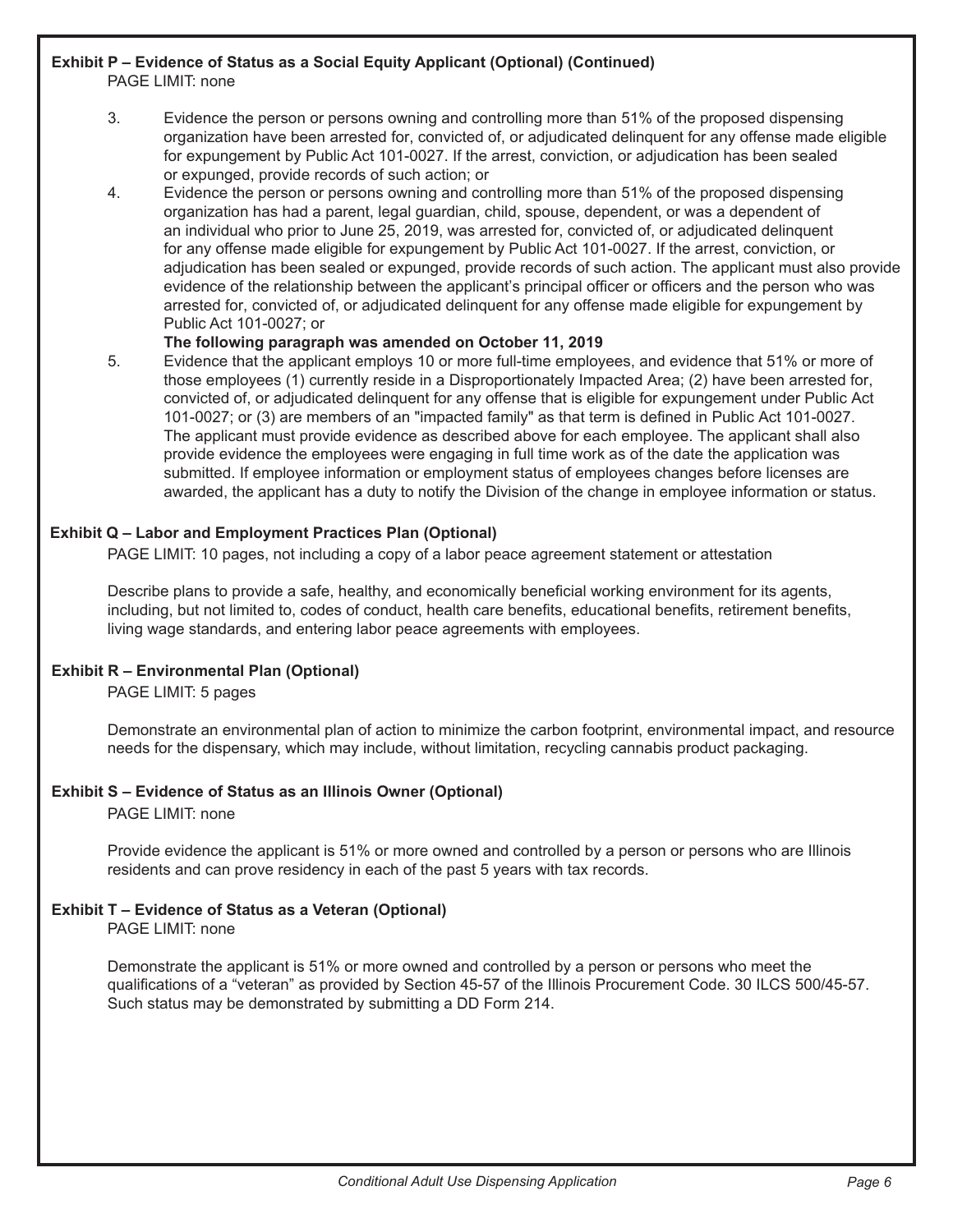**Exhibit P – Evidence of Status as a Social Equity Applicant (Optional) (Continued)**
PAGE LIMIT: none

3. Evidence the person or persons owning and controlling more than 51% of the proposed dispensing organization have been arrested for, convicted of, or adjudicated delinquent for any offense made eligible for expungement by Public Act 101-0027. If the arrest, conviction, or adjudication has been sealed or expunged, provide records of such action; or
4. Evidence the person or persons owning and controlling more than 51% of the proposed dispensing organization has had a parent, legal guardian, child, spouse, dependent, or was a dependent of an individual who prior to June 25, 2019, was arrested for, convicted of, or adjudicated delinquent for any offense made eligible for expungement by Public Act 101-0027. If the arrest, conviction, or adjudication has been sealed or expunged, provide records of such action. The applicant must also provide evidence of the relationship between the applicant's principal officer or officers and the person who was arrested for, convicted of, or adjudicated delinquent for any offense made eligible for expungement by Public Act 101-0027; or

   **The following paragraph was amended on October 11, 2019**

5. Evidence that the applicant employs 10 or more full-time employees, and evidence that 51% or more of those employees (1) currently reside in a Disproportionately Impacted Area; (2) have been arrested for, convicted of, or adjudicated delinquent for any offense that is eligible for expungement under Public Act 101-0027; or (3) are members of an "impacted family" as that term is defined in Public Act 101-0027. The applicant must provide evidence as described above for each employee. The applicant shall also provide evidence the employees were engaging in full time work as of the date the application was submitted. If employee information or employment status of employees changes before licenses are awarded, the applicant has a duty to notify the Division of the change in employee information or status.

**Exhibit Q – Labor and Employment Practices Plan (Optional)**
PAGE LIMIT: 10 pages, not including a copy of a labor peace agreement statement or attestation

Describe plans to provide a safe, healthy, and economically beneficial working environment for its agents, including, but not limited to, codes of conduct, health care benefits, educational benefits, retirement benefits, living wage standards, and entering labor peace agreements with employees.

**Exhibit R – Environmental Plan (Optional)**
PAGE LIMIT: 5 pages

Demonstrate an environmental plan of action to minimize the carbon footprint, environmental impact, and resource needs for the dispensary, which may include, without limitation, recycling cannabis product packaging.

**Exhibit S – Evidence of Status as an Illinois Owner (Optional)**
PAGE LIMIT: none

Provide evidence the applicant is 51% or more owned and controlled by a person or persons who are Illinois residents and can prove residency in each of the past 5 years with tax records.

**Exhibit T – Evidence of Status as a Veteran (Optional)**
PAGE LIMIT: none

Demonstrate the applicant is 51% or more owned and controlled by a person or persons who meet the qualifications of a "veteran" as provided by Section 45-57 of the Illinois Procurement Code. 30 ILCS 500/45-57. Such status may be demonstrated by submitting a DD Form 214.